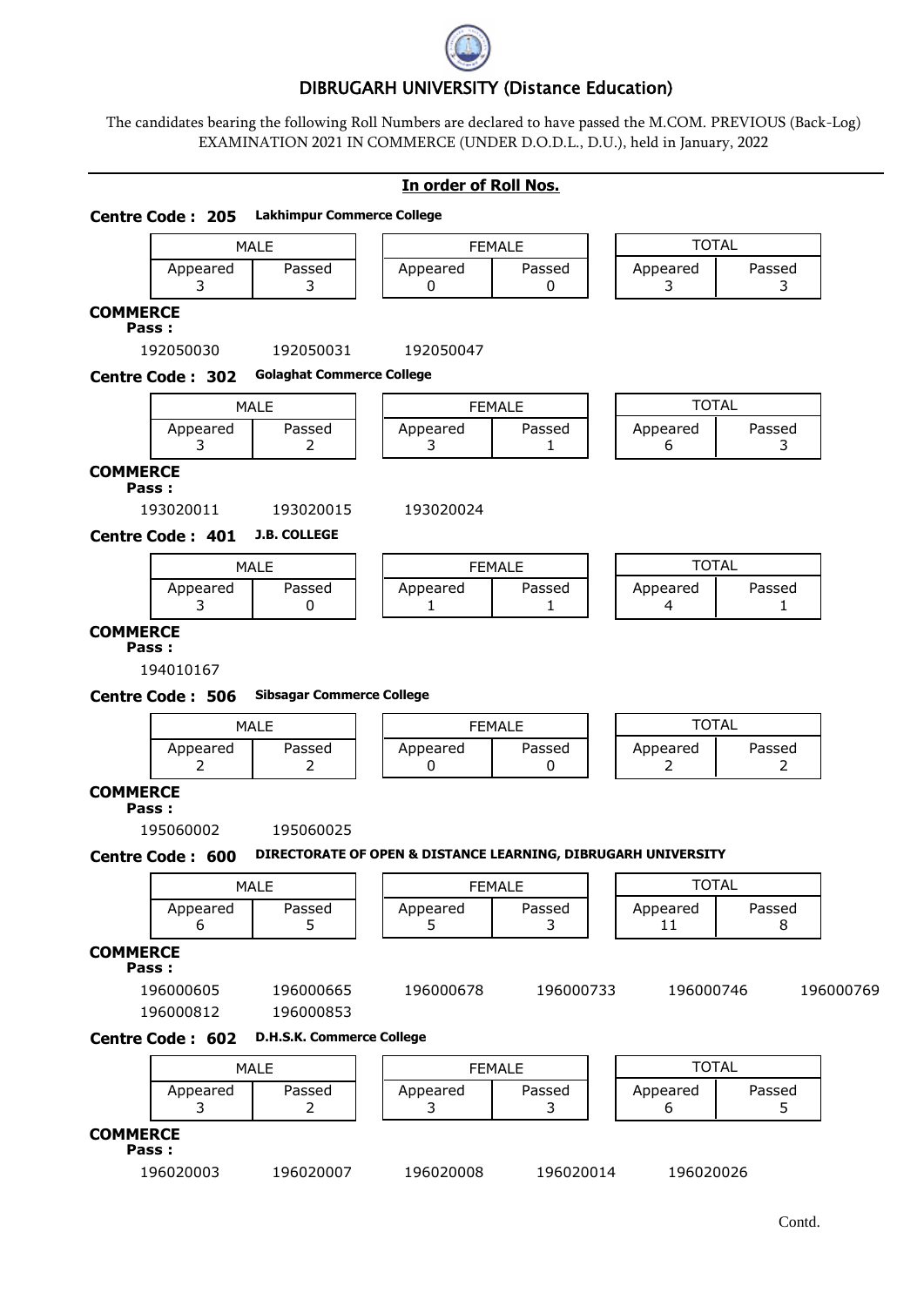# DIBRUGARH UNIVERSITY (Distance Education)

The candidates bearing the following Roll Numbers are declared to have passed the M.COM. PREVIOUS (Back-Log) EXAMINATION 2021 IN COMMERCE (UNDER D.O.D.L., D.U.), held in January, 2022

**In order of Roll Nos.**

## Centre Code : 205 Lakhimpur Commerce College

| MALE | | FEMALE | | TOTAL | |
|---|---|---|---|---|---|
| Appeared | Passed | Appeared | Passed | Appeared | Passed |
| 3 | 3 | 0 | 0 | 3 | 3 |

**COMMERCE**

**Pass :**

192050030 192050031 192050047

## Centre Code : 302 Golaghat Commerce College

| MALE | | FEMALE | | TOTAL | |
|---|---|---|---|---|---|
| Appeared | Passed | Appeared | Passed | Appeared | Passed |
| 3 | 2 | 3 | 1 | 6 | 3 |

**COMMERCE**

**Pass :**

193020011 193020015 193020024

## Centre Code : 401 J.B. COLLEGE

| MALE | | FEMALE | | TOTAL | |
|---|---|---|---|---|---|
| Appeared | Passed | Appeared | Passed | Appeared | Passed |
| 3 | 0 | 1 | 1 | 4 | 1 |

**COMMERCE**

**Pass :**

194010167

## Centre Code : 506 Sibsagar Commerce College

| MALE | | FEMALE | | TOTAL | |
|---|---|---|---|---|---|
| Appeared | Passed | Appeared | Passed | Appeared | Passed |
| 2 | 2 | 0 | 0 | 2 | 2 |

**COMMERCE**

**Pass :**

195060002 195060025

## Centre Code : 600 DIRECTORATE OF OPEN & DISTANCE LEARNING, DIBRUGARH UNIVERSITY

| MALE | | FEMALE | | TOTAL | |
|---|---|---|---|---|---|
| Appeared | Passed | Appeared | Passed | Appeared | Passed |
| 6 | 5 | 5 | 3 | 11 | 8 |

**COMMERCE**

**Pass :**

196000605 196000665 196000678 196000733 196000746 196000769
196000812 196000853

## Centre Code : 602 D.H.S.K. Commerce College

| MALE | | FEMALE | | TOTAL | |
|---|---|---|---|---|---|
| Appeared | Passed | Appeared | Passed | Appeared | Passed |
| 3 | 2 | 3 | 3 | 6 | 5 |

**COMMERCE**

**Pass :**

196020003 196020007 196020008 196020014 196020026

Contd.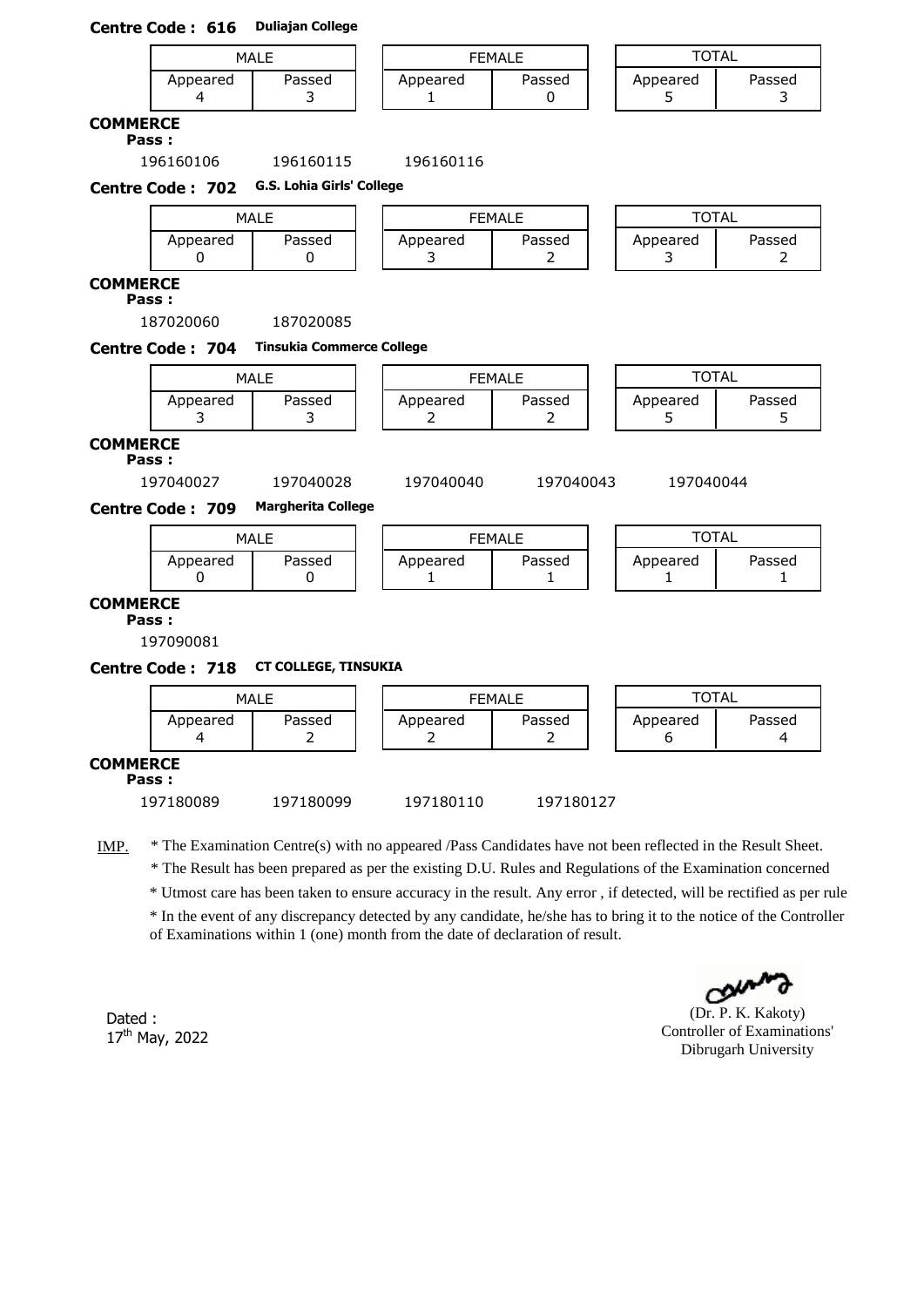**Centre Code : 616** **Duliajan College**

| MALE | | FEMALE | | TOTAL | |
|---|---|---|---|---|---|
| Appeared | Passed | Appeared | Passed | Appeared | Passed |
| 4 | 3 | 1 | 0 | 5 | 3 |

**COMMERCE**

**Pass :**

196160106 196160115 196160116

**Centre Code : 702** **G.S. Lohia Girls' College**

| MALE | | FEMALE | | TOTAL | |
|---|---|---|---|---|---|
| Appeared | Passed | Appeared | Passed | Appeared | Passed |
| 0 | 0 | 3 | 2 | 3 | 2 |

**COMMERCE**

**Pass :**

187020060 187020085

**Centre Code : 704** **Tinsukia Commerce College**

| MALE | | FEMALE | | TOTAL | |
|---|---|---|---|---|---|
| Appeared | Passed | Appeared | Passed | Appeared | Passed |
| 3 | 3 | 2 | 2 | 5 | 5 |

**COMMERCE**

**Pass :**

197040027 197040028 197040040 197040043 197040044

**Centre Code : 709** **Margherita College**

| MALE | | FEMALE | | TOTAL | |
|---|---|---|---|---|---|
| Appeared | Passed | Appeared | Passed | Appeared | Passed |
| 0 | 0 | 1 | 1 | 1 | 1 |

**COMMERCE**

**Pass :**

197090081

**Centre Code : 718** **CT COLLEGE, TINSUKIA**

| MALE | | FEMALE | | TOTAL | |
|---|---|---|---|---|---|
| Appeared | Passed | Appeared | Passed | Appeared | Passed |
| 4 | 2 | 2 | 2 | 6 | 4 |

**COMMERCE**

**Pass :**

197180089 197180099 197180110 197180127

IMP. * The Examination Centre(s) with no appeared /Pass Candidates have not been reflected in the Result Sheet.

* The Result has been prepared as per the existing D.U. Rules and Regulations of the Examination concerned

* Utmost care has been taken to ensure accuracy in the result. Any error , if detected, will be rectified as per rule

* In the event of any discrepancy detected by any candidate, he/she has to bring it to the notice of the Controller of Examinations within 1 (one) month from the date of declaration of result.

Dated :
17th May, 2022

(Dr. P. K. Kakoty)
Controller of Examinations'
Dibrugarh University